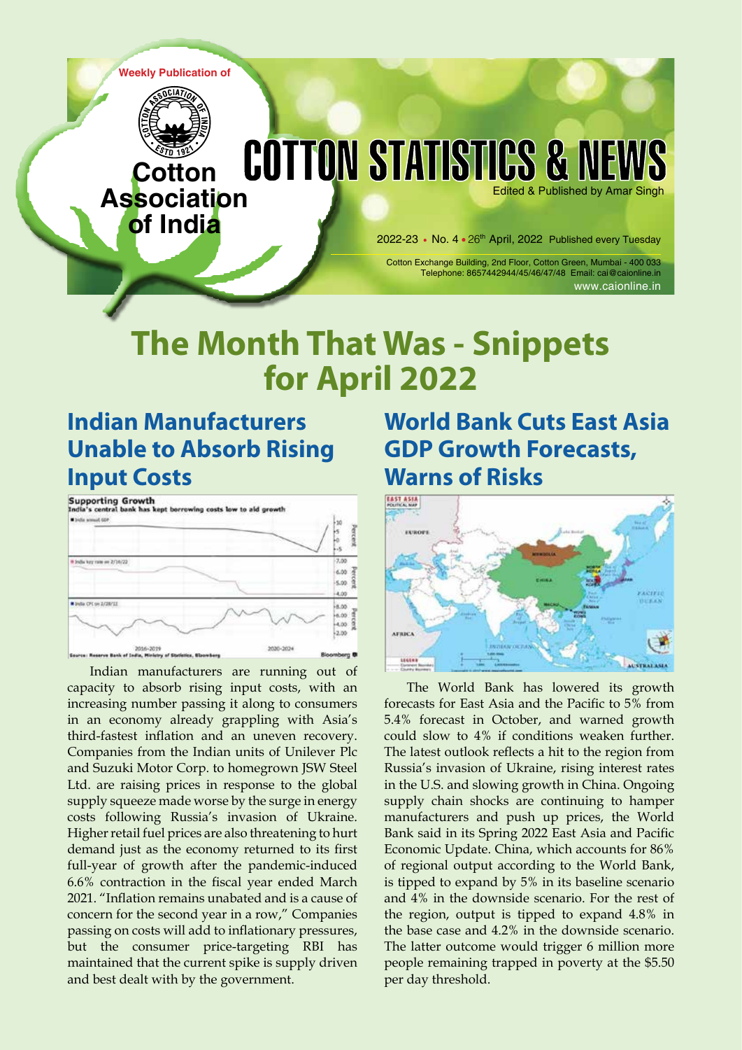Weekly Publication of

Cotton Association of India

# COTTON STATISTICS & NEWS

Edited & Published by Amar Singh

2022-23 • No. 4 • 26th April, 2022 Published every Tuesday

Cotton Exchange Building, 2nd Floor, Cotton Green, Mumbai - 400 033
Telephone: 8657442944/45/46/47/48 Email: cai@caionline.in
www.caionline.in

# The Month That Was - Snippets for April 2022

## Indian Manufacturers Unable to Absorb Rising Input Costs

Indian manufacturers are running out of capacity to absorb rising input costs, with an increasing number passing it along to consumers in an economy already grappling with Asia's third-fastest inflation and an uneven recovery. Companies from the Indian units of Unilever Plc and Suzuki Motor Corp. to homegrown JSW Steel Ltd. are raising prices in response to the global supply squeeze made worse by the surge in energy costs following Russia's invasion of Ukraine. Higher retail fuel prices are also threatening to hurt demand just as the economy returned to its first full-year of growth after the pandemic-induced 6.6% contraction in the fiscal year ended March 2021. "Inflation remains unabated and is a cause of concern for the second year in a row," Companies passing on costs will add to inflationary pressures, but the consumer price-targeting RBI has maintained that the current spike is supply driven and best dealt with by the government.

## World Bank Cuts East Asia GDP Growth Forecasts, Warns of Risks

The World Bank has lowered its growth forecasts for East Asia and the Pacific to 5% from 5.4% forecast in October, and warned growth could slow to 4% if conditions weaken further. The latest outlook reflects a hit to the region from Russia's invasion of Ukraine, rising interest rates in the U.S. and slowing growth in China. Ongoing supply chain shocks are continuing to hamper manufacturers and push up prices, the World Bank said in its Spring 2022 East Asia and Pacific Economic Update. China, which accounts for 86% of regional output according to the World Bank, is tipped to expand by 5% in its baseline scenario and 4% in the downside scenario. For the rest of the region, output is tipped to expand 4.8% in the base case and 4.2% in the downside scenario. The latter outcome would trigger 6 million more people remaining trapped in poverty at the $5.50 per day threshold.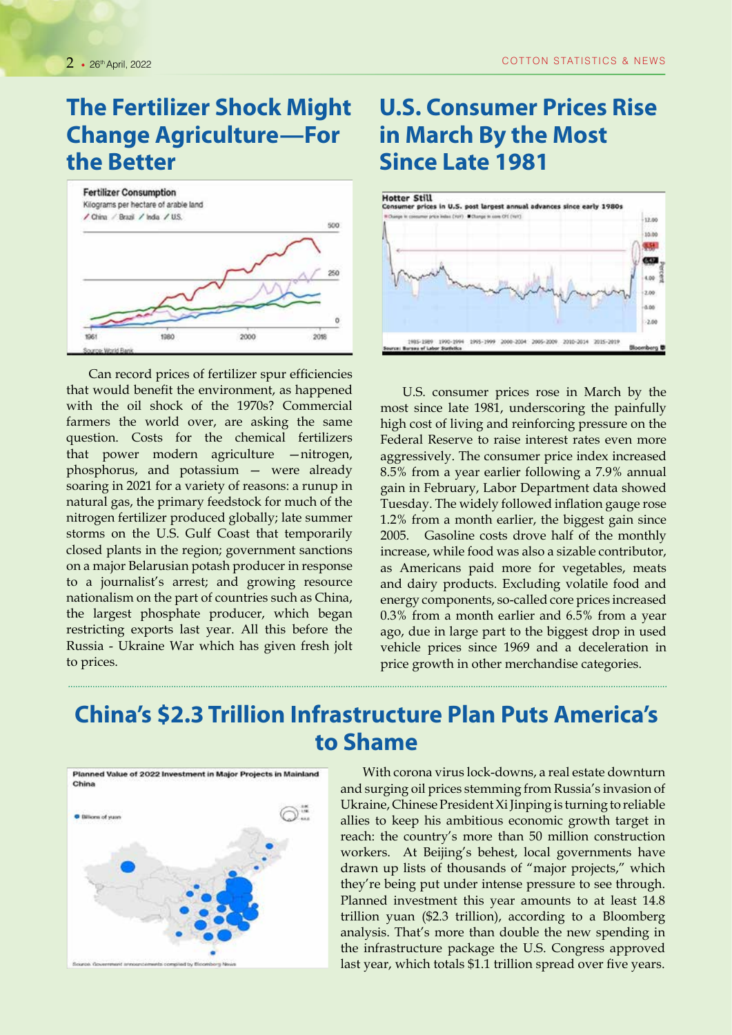## The Fertilizer Shock Might Change Agriculture—For the Better

Can record prices of fertilizer spur efficiencies that would benefit the environment, as happened with the oil shock of the 1970s? Commercial farmers the world over, are asking the same question. Costs for the chemical fertilizers that power modern agriculture —nitrogen, phosphorus, and potassium — were already soaring in 2021 for a variety of reasons: a runup in natural gas, the primary feedstock for much of the nitrogen fertilizer produced globally; late summer storms on the U.S. Gulf Coast that temporarily closed plants in the region; government sanctions on a major Belarusian potash producer in response to a journalist's arrest; and growing resource nationalism on the part of countries such as China, the largest phosphate producer, which began restricting exports last year. All this before the Russia - Ukraine War which has given fresh jolt to prices.

## U.S. Consumer Prices Rise in March By the Most Since Late 1981

U.S. consumer prices rose in March by the most since late 1981, underscoring the painfully high cost of living and reinforcing pressure on the Federal Reserve to raise interest rates even more aggressively. The consumer price index increased 8.5% from a year earlier following a 7.9% annual gain in February, Labor Department data showed Tuesday. The widely followed inflation gauge rose 1.2% from a month earlier, the biggest gain since 2005. Gasoline costs drove half of the monthly increase, while food was also a sizable contributor, as Americans paid more for vegetables, meats and dairy products. Excluding volatile food and energy components, so-called core prices increased 0.3% from a month earlier and 6.5% from a year ago, due in large part to the biggest drop in used vehicle prices since 1969 and a deceleration in price growth in other merchandise categories.

## China's $2.3 Trillion Infrastructure Plan Puts America's to Shame

With corona virus lock-downs, a real estate downturn and surging oil prices stemming from Russia's invasion of Ukraine, Chinese President Xi Jinping is turning to reliable allies to keep his ambitious economic growth target in reach: the country's more than 50 million construction workers. At Beijing's behest, local governments have drawn up lists of thousands of "major projects," which they're being put under intense pressure to see through. Planned investment this year amounts to at least 14.8 trillion yuan ($2.3 trillion), according to a Bloomberg analysis. That's more than double the new spending in the infrastructure package the U.S. Congress approved last year, which totals $1.1 trillion spread over five years.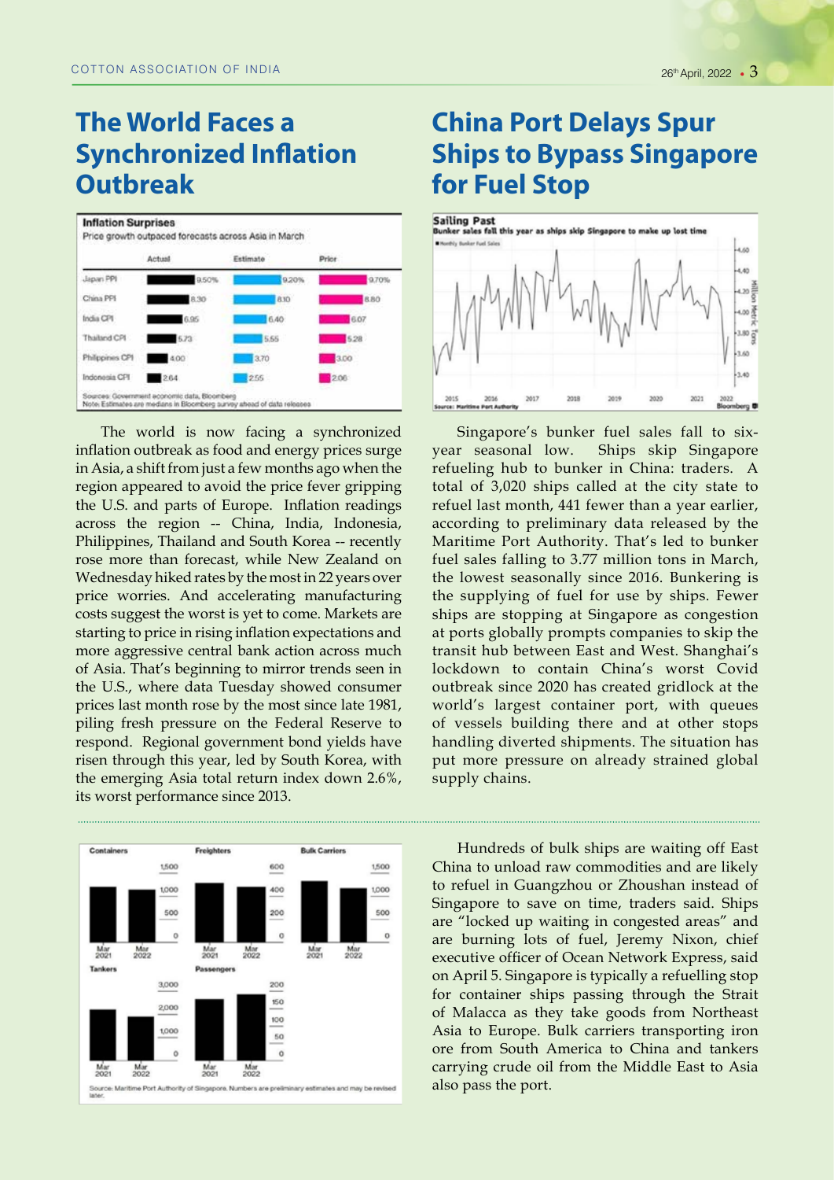# The World Faces a Synchronized Inflation Outbreak

**Inflation Surprises**

Price growth outpaced forecasts across Asia in March

| | Actual | Estimate | Prior |
|---|---|---|---|
| Japan PPI | 9.50% | 9.20% | 9.70% |
| China PPI | 8.30 | 8.10 | 8.80 |
| India CPI | 6.95 | 6.40 | 6.07 |
| Thailand CPI | 5.73 | 5.55 | 5.28 |
| Philippines CPI | 4.00 | 3.70 | 3.00 |
| Indonesia CPI | 2.64 | 2.55 | 2.06 |

Sources: Government economic data, Bloomberg
Note: Estimates are medians in Bloomberg survey ahead of data releases

The world is now facing a synchronized inflation outbreak as food and energy prices surge in Asia, a shift from just a few months ago when the region appeared to avoid the price fever gripping the U.S. and parts of Europe. Inflation readings across the region -- China, India, Indonesia, Philippines, Thailand and South Korea -- recently rose more than forecast, while New Zealand on Wednesday hiked rates by the most in 22 years over price worries. And accelerating manufacturing costs suggest the worst is yet to come. Markets are starting to price in rising inflation expectations and more aggressive central bank action across much of Asia. That's beginning to mirror trends seen in the U.S., where data Tuesday showed consumer prices last month rose by the most since late 1981, piling fresh pressure on the Federal Reserve to respond. Regional government bond yields have risen through this year, led by South Korea, with the emerging Asia total return index down 2.6%, its worst performance since 2013.

# China Port Delays Spur Ships to Bypass Singapore for Fuel Stop

Singapore's bunker fuel sales fall to six-year seasonal low. Ships skip Singapore refueling hub to bunker in China: traders. A total of 3,020 ships called at the city state to refuel last month, 441 fewer than a year earlier, according to preliminary data released by the Maritime Port Authority. That's led to bunker fuel sales falling to 3.77 million tons in March, the lowest seasonally since 2016. Bunkering is the supplying of fuel for use by ships. Fewer ships are stopping at Singapore as congestion at ports globally prompts companies to skip the transit hub between East and West. Shanghai's lockdown to contain China's worst Covid outbreak since 2020 has created gridlock at the world's largest container port, with queues of vessels building there and at other stops handling diverted shipments. The situation has put more pressure on already strained global supply chains.

Hundreds of bulk ships are waiting off East China to unload raw commodities and are likely to refuel in Guangzhou or Zhoushan instead of Singapore to save on time, traders said. Ships are "locked up waiting in congested areas" and are burning lots of fuel, Jeremy Nixon, chief executive officer of Ocean Network Express, said on April 5. Singapore is typically a refuelling stop for container ships passing through the Strait of Malacca as they take goods from Northeast Asia to Europe. Bulk carriers transporting iron ore from South America to China and tankers carrying crude oil from the Middle East to Asia also pass the port.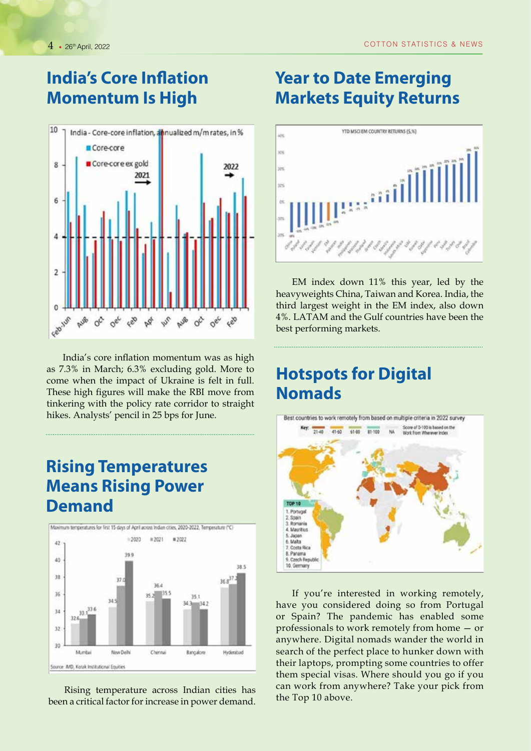## India's Core Inflation Momentum Is High

India's core inflation momentum was as high as 7.3% in March; 6.3% excluding gold. More to come when the impact of Ukraine is felt in full. These high figures will make the RBI move from tinkering with the policy rate corridor to straight hikes. Analysts' pencil in 25 bps for June.

## Rising Temperatures Means Rising Power Demand

Maximum temperatures for first 15 days of April across Indian cities, 2020-2022, Temperature (°C)

| City | 2020 | 2021 | 2022 |
|---|---|---|---|
| Mumbai | 32.6 | 33.1 | 33.6 |
| New Delhi | 34.5 | 37.0 | 39.9 |
| Chennai | 35.2 | 36.4 | 35.5 |
| Bangalore | 34.3 | 35.1 | 34.2 |
| Hyderabad | 36.8 | 37.2 | 38.5 |

Source: IMD, Kotak Institutional Equities

Rising temperature across Indian cities has been a critical factor for increase in power demand.

## Year to Date Emerging Markets Equity Returns

EM index down 11% this year, led by the heavyweights China, Taiwan and Korea. India, the third largest weight in the EM index, also down 4%. LATAM and the Gulf countries have been the best performing markets.

## Hotspots for Digital Nomads

Best countries to work remotely from based on multiple criteria in 2022 survey

Key: 21-40, 41-60, 61-80, 81-100, NA — Score of 0-100 is based on the Work from Wherever Index

TOP 10
1. Portugal
2. Spain
3. Romania
4. Mauritius
5. Japan
6. Malta
7. Costa Rica
8. Panama
9. Czech Republic
10. Germany

If you're interested in working remotely, have you considered doing so from Portugal or Spain? The pandemic has enabled some professionals to work remotely from home — or anywhere. Digital nomads wander the world in search of the perfect place to hunker down with their laptops, prompting some countries to offer them special visas. Where should you go if you can work from anywhere? Take your pick from the Top 10 above.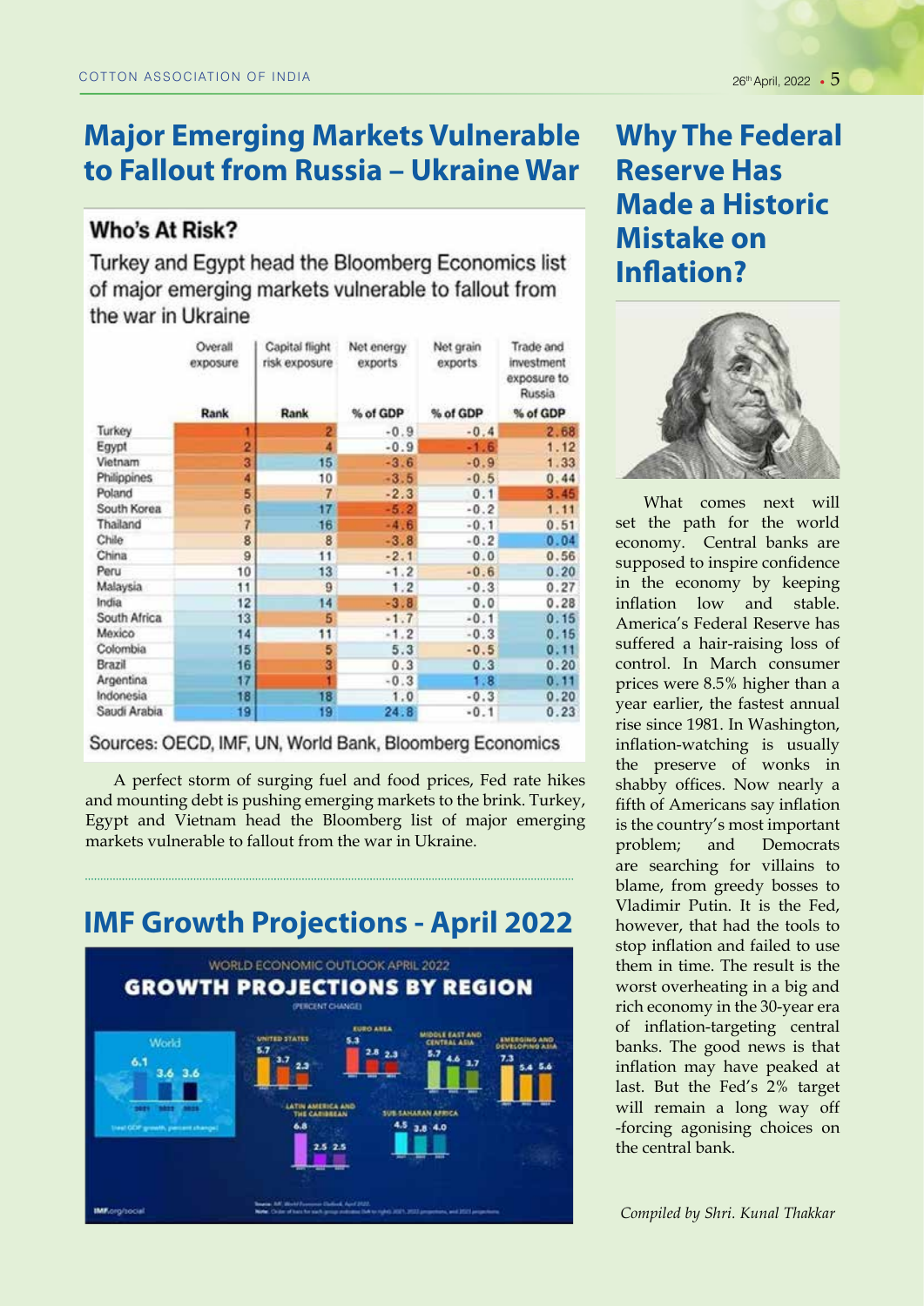## Major Emerging Markets Vulnerable to Fallout from Russia – Ukraine War

### Who's At Risk?

Turkey and Egypt head the Bloomberg Economics list of major emerging markets vulnerable to fallout from the war in Ukraine

| | Overall exposure | Capital flight risk exposure | Net energy exports | Net grain exports | Trade and investment exposure to Russia |
|---|---|---|---|---|---|
| | Rank | Rank | % of GDP | % of GDP | % of GDP |
| Turkey | 1 | 2 | -0.9 | -0.4 | 2.68 |
| Egypt | 2 | 4 | -0.9 | -1.6 | 1.12 |
| Vietnam | 3 | 15 | -3.6 | -0.9 | 1.33 |
| Philippines | 4 | 10 | -3.5 | -0.5 | 0.44 |
| Poland | 5 | 7 | -2.3 | 0.1 | 3.45 |
| South Korea | 6 | 17 | -5.2 | -0.2 | 1.11 |
| Thailand | 7 | 16 | -4.6 | -0.1 | 0.51 |
| Chile | 8 | 8 | -3.8 | -0.2 | 0.04 |
| China | 9 | 11 | -2.1 | 0.0 | 0.56 |
| Peru | 10 | 13 | -1.2 | -0.6 | 0.20 |
| Malaysia | 11 | 9 | 1.2 | -0.3 | 0.27 |
| India | 12 | 14 | -3.8 | 0.0 | 0.28 |
| South Africa | 13 | 5 | -1.7 | -0.1 | 0.15 |
| Mexico | 14 | 11 | -1.2 | -0.3 | 0.15 |
| Colombia | 15 | 5 | 5.3 | -0.5 | 0.11 |
| Brazil | 16 | 3 | 0.3 | 0.3 | 0.20 |
| Argentina | 17 | 1 | -0.3 | 1.8 | 0.11 |
| Indonesia | 18 | 18 | 1.0 | -0.3 | 0.20 |
| Saudi Arabia | 19 | 19 | 24.8 | -0.1 | 0.23 |

Sources: OECD, IMF, UN, World Bank, Bloomberg Economics

A perfect storm of surging fuel and food prices, Fed rate hikes and mounting debt is pushing emerging markets to the brink. Turkey, Egypt and Vietnam head the Bloomberg list of major emerging markets vulnerable to fallout from the war in Ukraine.

## IMF Growth Projections - April 2022

WORLD ECONOMIC OUTLOOK APRIL 2022

**GROWTH PROJECTIONS BY REGION**

(PERCENT CHANGE)

| Region | 2021 | 2022 | 2023 |
|---|---|---|---|
| World | 6.1 | 3.6 | 3.6 |
| United States | 5.7 | 3.7 | 2.3 |
| Euro Area | 5.3 | 2.8 | 2.3 |
| Middle East and Central Asia | 5.7 | 4.6 | 3.7 |
| Emerging and Developing Asia | 7.3 | 5.4 | 5.6 |
| Latin America and the Caribbean | 6.8 | 2.5 | 2.5 |
| Sub-Saharan Africa | 4.5 | 3.8 | 4.0 |

(real GDP growth, percent change)

Source: IMF World Economic Outlook, April 2022.
Note: Order of bars for each group indicates (left to right): 2021, 2022 projections, and 2023 projections.

IMF.org/social

## Why The Federal Reserve Has Made a Historic Mistake on Inflation?

What comes next will set the path for the world economy. Central banks are supposed to inspire confidence in the economy by keeping inflation low and stable. America's Federal Reserve has suffered a hair-raising loss of control. In March consumer prices were 8.5% higher than a year earlier, the fastest annual rise since 1981. In Washington, inflation-watching is usually the preserve of wonks in shabby offices. Now nearly a fifth of Americans say inflation is the country's most important problem; and Democrats are searching for villains to blame, from greedy bosses to Vladimir Putin. It is the Fed, however, that had the tools to stop inflation and failed to use them in time. The result is the worst overheating in a big and rich economy in the 30-year era of inflation-targeting central banks. The good news is that inflation may have peaked at last. But the Fed's 2% target will remain a long way off -forcing agonising choices on the central bank.

*Compiled by Shri. Kunal Thakkar*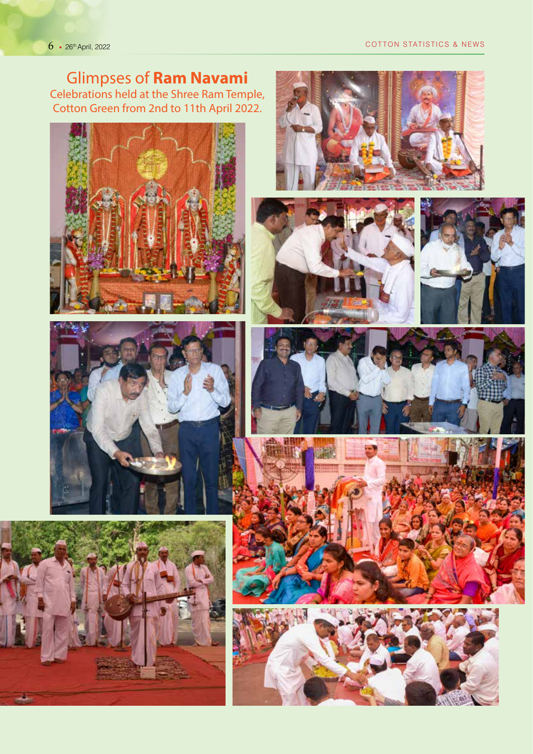# Glimpses of **Ram Navami**

Celebrations held at the Shree Ram Temple, Cotton Green from 2nd to 11th April 2022.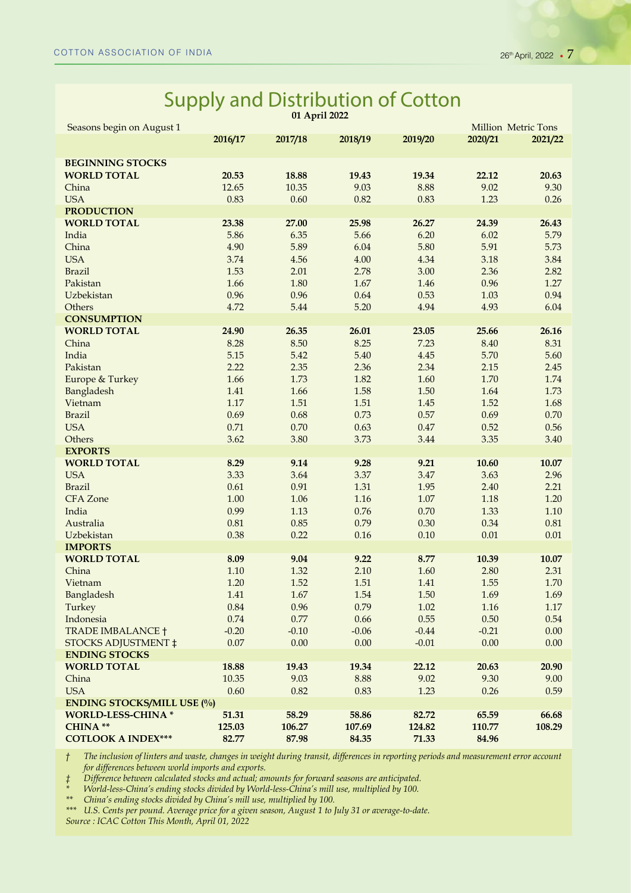# Supply and Distribution of Cotton

**01 April 2022**

Seasons begin on August 1 — Million Metric Tons

| | 2016/17 | 2017/18 | 2018/19 | 2019/20 | 2020/21 | 2021/22 |
|---|---|---|---|---|---|---|
| **BEGINNING STOCKS** | | | | | | |
| **WORLD TOTAL** | **20.53** | **18.88** | **19.43** | **19.34** | **22.12** | **20.63** |
| China | 12.65 | 10.35 | 9.03 | 8.88 | 9.02 | 9.30 |
| USA | 0.83 | 0.60 | 0.82 | 0.83 | 1.23 | 0.26 |
| **PRODUCTION** | | | | | | |
| **WORLD TOTAL** | **23.38** | **27.00** | **25.98** | **26.27** | **24.39** | **26.43** |
| India | 5.86 | 6.35 | 5.66 | 6.20 | 6.02 | 5.79 |
| China | 4.90 | 5.89 | 6.04 | 5.80 | 5.91 | 5.73 |
| USA | 3.74 | 4.56 | 4.00 | 4.34 | 3.18 | 3.84 |
| Brazil | 1.53 | 2.01 | 2.78 | 3.00 | 2.36 | 2.82 |
| Pakistan | 1.66 | 1.80 | 1.67 | 1.46 | 0.96 | 1.27 |
| Uzbekistan | 0.96 | 0.96 | 0.64 | 0.53 | 1.03 | 0.94 |
| Others | 4.72 | 5.44 | 5.20 | 4.94 | 4.93 | 6.04 |
| **CONSUMPTION** | | | | | | |
| **WORLD TOTAL** | **24.90** | **26.35** | **26.01** | **23.05** | **25.66** | **26.16** |
| China | 8.28 | 8.50 | 8.25 | 7.23 | 8.40 | 8.31 |
| India | 5.15 | 5.42 | 5.40 | 4.45 | 5.70 | 5.60 |
| Pakistan | 2.22 | 2.35 | 2.36 | 2.34 | 2.15 | 2.45 |
| Europe & Turkey | 1.66 | 1.73 | 1.82 | 1.60 | 1.70 | 1.74 |
| Bangladesh | 1.41 | 1.66 | 1.58 | 1.50 | 1.64 | 1.73 |
| Vietnam | 1.17 | 1.51 | 1.51 | 1.45 | 1.52 | 1.68 |
| Brazil | 0.69 | 0.68 | 0.73 | 0.57 | 0.69 | 0.70 |
| USA | 0.71 | 0.70 | 0.63 | 0.47 | 0.52 | 0.56 |
| Others | 3.62 | 3.80 | 3.73 | 3.44 | 3.35 | 3.40 |
| **EXPORTS** | | | | | | |
| **WORLD TOTAL** | **8.29** | **9.14** | **9.28** | **9.21** | **10.60** | **10.07** |
| USA | 3.33 | 3.64 | 3.37 | 3.47 | 3.63 | 2.96 |
| Brazil | 0.61 | 0.91 | 1.31 | 1.95 | 2.40 | 2.21 |
| CFA Zone | 1.00 | 1.06 | 1.16 | 1.07 | 1.18 | 1.20 |
| India | 0.99 | 1.13 | 0.76 | 0.70 | 1.33 | 1.10 |
| Australia | 0.81 | 0.85 | 0.79 | 0.30 | 0.34 | 0.81 |
| Uzbekistan | 0.38 | 0.22 | 0.16 | 0.10 | 0.01 | 0.01 |
| **IMPORTS** | | | | | | |
| **WORLD TOTAL** | **8.09** | **9.04** | **9.22** | **8.77** | **10.39** | **10.07** |
| China | 1.10 | 1.32 | 2.10 | 1.60 | 2.80 | 2.31 |
| Vietnam | 1.20 | 1.52 | 1.51 | 1.41 | 1.55 | 1.70 |
| Bangladesh | 1.41 | 1.67 | 1.54 | 1.50 | 1.69 | 1.69 |
| Turkey | 0.84 | 0.96 | 0.79 | 1.02 | 1.16 | 1.17 |
| Indonesia | 0.74 | 0.77 | 0.66 | 0.55 | 0.50 | 0.54 |
| TRADE IMBALANCE † | -0.20 | -0.10 | -0.06 | -0.44 | -0.21 | 0.00 |
| STOCKS ADJUSTMENT ‡ | 0.07 | 0.00 | 0.00 | -0.01 | 0.00 | 0.00 |
| **ENDING STOCKS** | | | | | | |
| **WORLD TOTAL** | **18.88** | **19.43** | **19.34** | **22.12** | **20.63** | **20.90** |
| China | 10.35 | 9.03 | 8.88 | 9.02 | 9.30 | 9.00 |
| USA | 0.60 | 0.82 | 0.83 | 1.23 | 0.26 | 0.59 |
| **ENDING STOCKS/MILL USE (%)** | | | | | | |
| **WORLD-LESS-CHINA** * | **51.31** | **58.29** | **58.86** | **82.72** | **65.59** | **66.68** |
| **CHINA** ** | **125.03** | **106.27** | **107.69** | **124.82** | **110.77** | **108.29** |
| **COTLOOK A INDEX***** | **82.77** | **87.98** | **84.35** | **71.33** | **84.96** | |

† *The inclusion of linters and waste, changes in weight during transit, differences in reporting periods and measurement error account for differences between world imports and exports.*

‡ *Difference between calculated stocks and actual; amounts for forward seasons are anticipated.*

\* *World-less-China's ending stocks divided by World-less-China's mill use, multiplied by 100.*

** *China's ending stocks divided by China's mill use, multiplied by 100.*

*** *U.S. Cents per pound. Average price for a given season, August 1 to July 31 or average-to-date.*

*Source : ICAC Cotton This Month, April 01, 2022*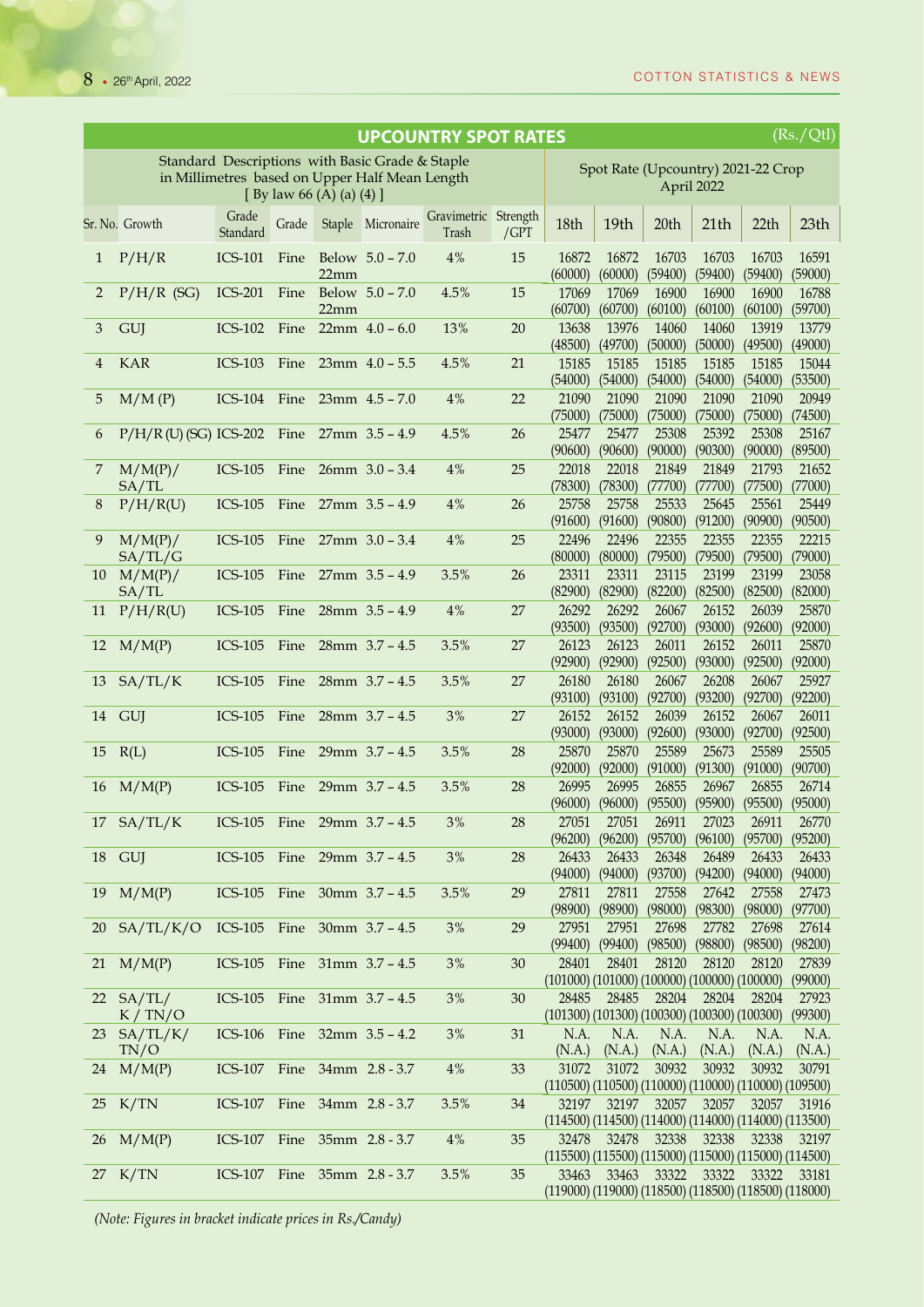## UPCOUNTRY SPOT RATES

(Rs./Qtl)

| Standard Descriptions with Basic Grade & Staple in Millimetres based on Upper Half Mean Length [ By law 66 (A) (a) (4) ] | | | | | | | | | Spot Rate (Upcountry) 2021-22 Crop April 2022 | | | | | |
|---|---|---|---|---|---|---|---|---|---|---|---|---|---|---|
| Sr. No. | Growth | Grade Standard | Grade | Staple | Micronaire | Gravimetric Trash | Strength /GPT | 18th | 19th | 20th | 21th | 22th | 23th |
| 1 | P/H/R | ICS-101 | Fine | Below 22mm | 5.0 – 7.0 | 4% | 15 | 16872 (60000) | 16872 (60000) | 16703 (59400) | 16703 (59400) | 16703 (59400) | 16591 (59000) |
| 2 | P/H/R (SG) | ICS-201 | Fine | Below 22mm | 5.0 – 7.0 | 4.5% | 15 | 17069 (60700) | 17069 (60700) | 16900 (60100) | 16900 (60100) | 16900 (60100) | 16788 (59700) |
| 3 | GUJ | ICS-102 | Fine | 22mm | 4.0 – 6.0 | 13% | 20 | 13638 (48500) | 13976 (49700) | 14060 (50000) | 14060 (50000) | 13919 (49500) | 13779 (49000) |
| 4 | KAR | ICS-103 | Fine | 23mm | 4.0 – 5.5 | 4.5% | 21 | 15185 (54000) | 15185 (54000) | 15185 (54000) | 15185 (54000) | 15185 (54000) | 15044 (53500) |
| 5 | M/M (P) | ICS-104 | Fine | 23mm | 4.5 – 7.0 | 4% | 22 | 21090 (75000) | 21090 (75000) | 21090 (75000) | 21090 (75000) | 21090 (75000) | 20949 (74500) |
| 6 | P/H/R (U) (SG) | ICS-202 | Fine | 27mm | 3.5 – 4.9 | 4.5% | 26 | 25477 (90600) | 25477 (90600) | 25308 (90000) | 25392 (90300) | 25308 (90000) | 25167 (89500) |
| 7 | M/M(P)/ SA/TL | ICS-105 | Fine | 26mm | 3.0 – 3.4 | 4% | 25 | 22018 (78300) | 22018 (78300) | 21849 (77700) | 21849 (77700) | 21793 (77500) | 21652 (77000) |
| 8 | P/H/R(U) | ICS-105 | Fine | 27mm | 3.5 – 4.9 | 4% | 26 | 25758 (91600) | 25758 (91600) | 25533 (90800) | 25645 (91200) | 25561 (90900) | 25449 (90500) |
| 9 | M/M(P)/ SA/TL/G | ICS-105 | Fine | 27mm | 3.0 – 3.4 | 4% | 25 | 22496 (80000) | 22496 (80000) | 22355 (79500) | 22355 (79500) | 22355 (79500) | 22215 (79000) |
| 10 | M/M(P)/ SA/TL | ICS-105 | Fine | 27mm | 3.5 – 4.9 | 3.5% | 26 | 23311 (82900) | 23311 (82900) | 23115 (82200) | 23199 (82500) | 23199 (82500) | 23058 (82000) |
| 11 | P/H/R(U) | ICS-105 | Fine | 28mm | 3.5 – 4.9 | 4% | 27 | 26292 (93500) | 26292 (93500) | 26067 (92700) | 26152 (93000) | 26039 (92600) | 25870 (92000) |
| 12 | M/M(P) | ICS-105 | Fine | 28mm | 3.7 – 4.5 | 3.5% | 27 | 26123 (92900) | 26123 (92900) | 26011 (92500) | 26152 (93000) | 26011 (92500) | 25870 (92000) |
| 13 | SA/TL/K | ICS-105 | Fine | 28mm | 3.7 – 4.5 | 3.5% | 27 | 26180 (93100) | 26180 (93100) | 26067 (92700) | 26208 (93200) | 26067 (92700) | 25927 (92200) |
| 14 | GUJ | ICS-105 | Fine | 28mm | 3.7 – 4.5 | 3% | 27 | 26152 (93000) | 26152 (93000) | 26039 (92600) | 26152 (93000) | 26067 (92700) | 26011 (92500) |
| 15 | R(L) | ICS-105 | Fine | 29mm | 3.7 – 4.5 | 3.5% | 28 | 25870 (92000) | 25870 (92000) | 25589 (91000) | 25673 (91300) | 25589 (91000) | 25505 (90700) |
| 16 | M/M(P) | ICS-105 | Fine | 29mm | 3.7 – 4.5 | 3.5% | 28 | 26995 (96000) | 26995 (96000) | 26855 (95500) | 26967 (95900) | 26855 (95500) | 26714 (95000) |
| 17 | SA/TL/K | ICS-105 | Fine | 29mm | 3.7 – 4.5 | 3% | 28 | 27051 (96200) | 27051 (96200) | 26911 (95700) | 27023 (96100) | 26911 (95700) | 26770 (95200) |
| 18 | GUJ | ICS-105 | Fine | 29mm | 3.7 – 4.5 | 3% | 28 | 26433 (94000) | 26433 (94000) | 26348 (93700) | 26489 (94200) | 26433 (94000) | 26433 (94000) |
| 19 | M/M(P) | ICS-105 | Fine | 30mm | 3.7 – 4.5 | 3.5% | 29 | 27811 (98900) | 27811 (98900) | 27558 (98000) | 27642 (98300) | 27558 (98000) | 27473 (97700) |
| 20 | SA/TL/K/O | ICS-105 | Fine | 30mm | 3.7 – 4.5 | 3% | 29 | 27951 (99400) | 27951 (99400) | 27698 (98500) | 27782 (98800) | 27698 (98500) | 27614 (98200) |
| 21 | M/M(P) | ICS-105 | Fine | 31mm | 3.7 – 4.5 | 3% | 30 | 28401 (101000) | 28401 (101000) | 28120 (100000) | 28120 (100000) | 28120 (100000) | 27839 (99000) |
| 22 | SA/TL/ K / TN/O | ICS-105 | Fine | 31mm | 3.7 – 4.5 | 3% | 30 | 28485 (101300) | 28485 (101300) | 28204 (100300) | 28204 (100300) | 28204 (100300) | 27923 (99300) |
| 23 | SA/TL/K/ TN/O | ICS-106 | Fine | 32mm | 3.5 – 4.2 | 3% | 31 | N.A. (N.A.) | N.A. (N.A.) | N.A. (N.A.) | N.A. (N.A.) | N.A. (N.A.) | N.A. (N.A.) |
| 24 | M/M(P) | ICS-107 | Fine | 34mm | 2.8 - 3.7 | 4% | 33 | 31072 (110500) | 31072 (110500) | 30932 (110000) | 30932 (110000) | 30932 (110000) | 30791 (109500) |
| 25 | K/TN | ICS-107 | Fine | 34mm | 2.8 - 3.7 | 3.5% | 34 | 32197 (114500) | 32197 (114500) | 32057 (114000) | 32057 (114000) | 32057 (114000) | 31916 (113500) |
| 26 | M/M(P) | ICS-107 | Fine | 35mm | 2.8 - 3.7 | 4% | 35 | 32478 (115500) | 32478 (115500) | 32338 (115000) | 32338 (115000) | 32338 (115000) | 32197 (114500) |
| 27 | K/TN | ICS-107 | Fine | 35mm | 2.8 - 3.7 | 3.5% | 35 | 33463 (119000) | 33463 (119000) | 33322 (118500) | 33322 (118500) | 33322 (118500) | 33181 (118000) |

*(Note: Figures in bracket indicate prices in Rs./Candy)*